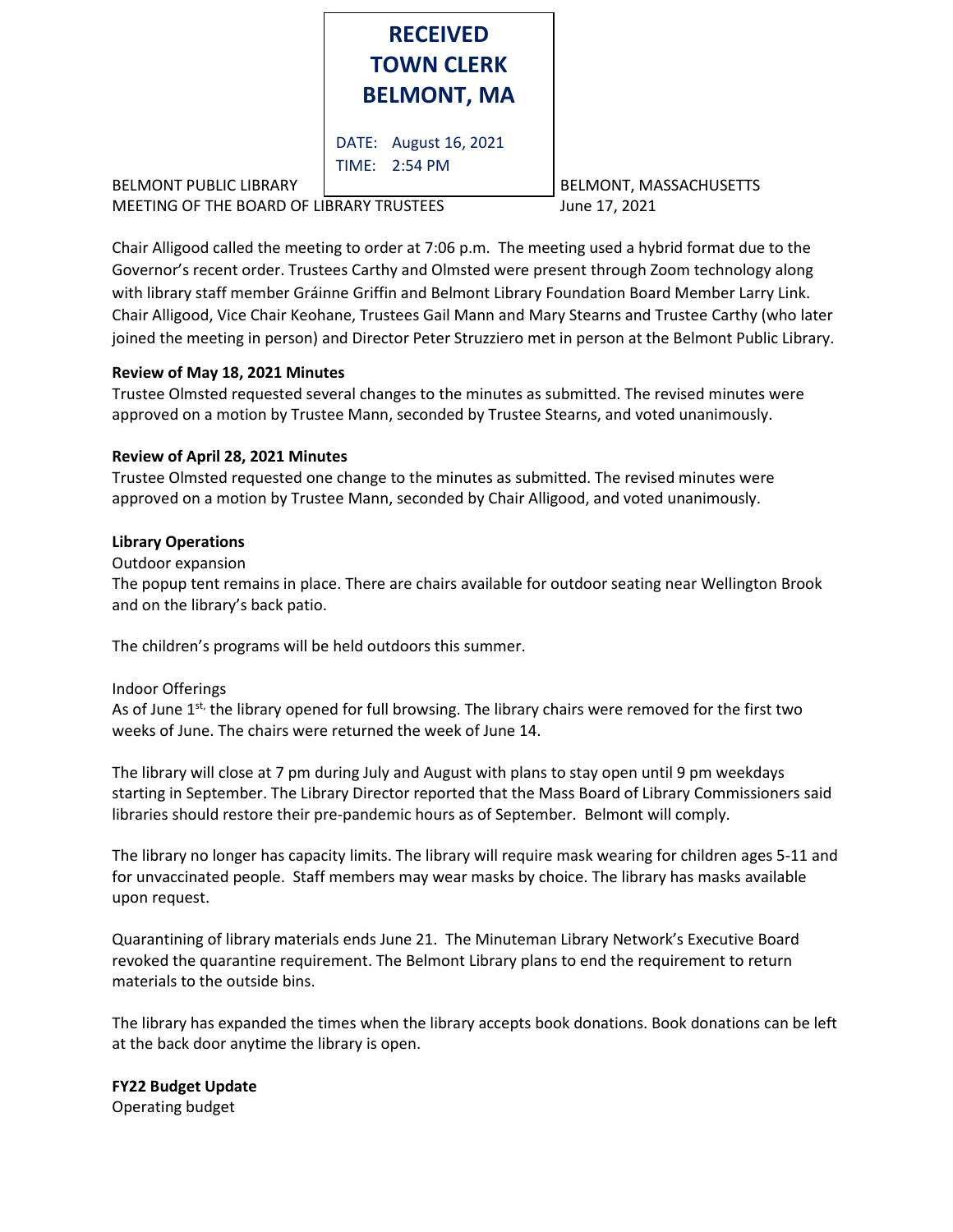**RECEIVED**
**TOWN CLERK**
**BELMONT, MA**

DATE: August 16, 2021
TIME: 2:54 PM

BELMONT PUBLIC LIBRARY BELMONT, MASSACHUSETTS
MEETING OF THE BOARD OF LIBRARY TRUSTEES June 17, 2021

Chair Alligood called the meeting to order at 7:06 p.m. The meeting used a hybrid format due to the Governor's recent order. Trustees Carthy and Olmsted were present through Zoom technology along with library staff member Gráinne Griffin and Belmont Library Foundation Board Member Larry Link. Chair Alligood, Vice Chair Keohane, Trustees Gail Mann and Mary Stearns and Trustee Carthy (who later joined the meeting in person) and Director Peter Struzziero met in person at the Belmont Public Library.

**Review of May 18, 2021 Minutes**

Trustee Olmsted requested several changes to the minutes as submitted. The revised minutes were approved on a motion by Trustee Mann, seconded by Trustee Stearns, and voted unanimously.

**Review of April 28, 2021 Minutes**

Trustee Olmsted requested one change to the minutes as submitted. The revised minutes were approved on a motion by Trustee Mann, seconded by Chair Alligood, and voted unanimously.

**Library Operations**

Outdoor expansion

The popup tent remains in place. There are chairs available for outdoor seating near Wellington Brook and on the library's back patio.

The children's programs will be held outdoors this summer.

Indoor Offerings

As of June 1st, the library opened for full browsing. The library chairs were removed for the first two weeks of June. The chairs were returned the week of June 14.

The library will close at 7 pm during July and August with plans to stay open until 9 pm weekdays starting in September. The Library Director reported that the Mass Board of Library Commissioners said libraries should restore their pre-pandemic hours as of September. Belmont will comply.

The library no longer has capacity limits. The library will require mask wearing for children ages 5-11 and for unvaccinated people. Staff members may wear masks by choice. The library has masks available upon request.

Quarantining of library materials ends June 21. The Minuteman Library Network's Executive Board revoked the quarantine requirement. The Belmont Library plans to end the requirement to return materials to the outside bins.

The library has expanded the times when the library accepts book donations. Book donations can be left at the back door anytime the library is open.

**FY22 Budget Update**

Operating budget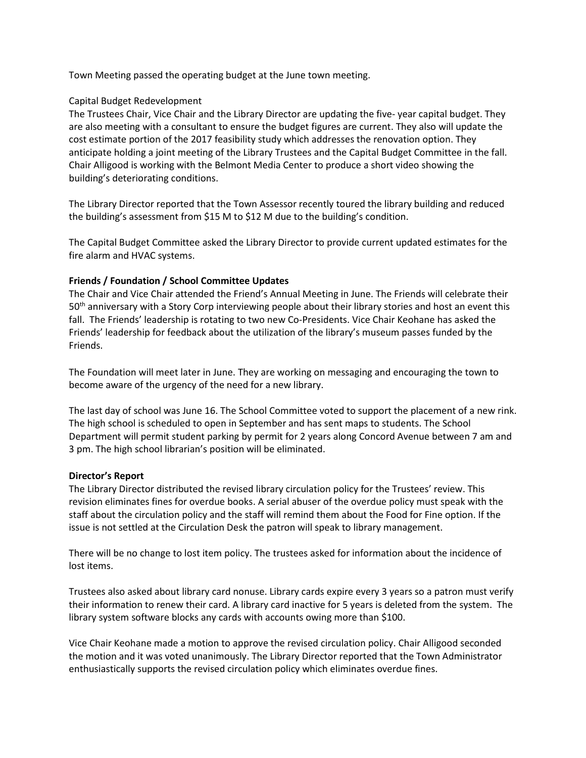Town Meeting passed the operating budget at the June town meeting.

Capital Budget Redevelopment

The Trustees Chair, Vice Chair and the Library Director are updating the five- year capital budget. They are also meeting with a consultant to ensure the budget figures are current. They also will update the cost estimate portion of the 2017 feasibility study which addresses the renovation option. They anticipate holding a joint meeting of the Library Trustees and the Capital Budget Committee in the fall. Chair Alligood is working with the Belmont Media Center to produce a short video showing the building's deteriorating conditions.

The Library Director reported that the Town Assessor recently toured the library building and reduced the building's assessment from $15 M to $12 M due to the building's condition.

The Capital Budget Committee asked the Library Director to provide current updated estimates for the fire alarm and HVAC systems.

**Friends / Foundation / School Committee Updates**

The Chair and Vice Chair attended the Friend's Annual Meeting in June. The Friends will celebrate their 50th anniversary with a Story Corp interviewing people about their library stories and host an event this fall. The Friends' leadership is rotating to two new Co-Presidents. Vice Chair Keohane has asked the Friends' leadership for feedback about the utilization of the library's museum passes funded by the Friends.

The Foundation will meet later in June. They are working on messaging and encouraging the town to become aware of the urgency of the need for a new library.

The last day of school was June 16. The School Committee voted to support the placement of a new rink. The high school is scheduled to open in September and has sent maps to students. The School Department will permit student parking by permit for 2 years along Concord Avenue between 7 am and 3 pm. The high school librarian's position will be eliminated.

**Director's Report**

The Library Director distributed the revised library circulation policy for the Trustees' review. This revision eliminates fines for overdue books. A serial abuser of the overdue policy must speak with the staff about the circulation policy and the staff will remind them about the Food for Fine option. If the issue is not settled at the Circulation Desk the patron will speak to library management.

There will be no change to lost item policy. The trustees asked for information about the incidence of lost items.

Trustees also asked about library card nonuse. Library cards expire every 3 years so a patron must verify their information to renew their card. A library card inactive for 5 years is deleted from the system. The library system software blocks any cards with accounts owing more than $100.

Vice Chair Keohane made a motion to approve the revised circulation policy. Chair Alligood seconded the motion and it was voted unanimously. The Library Director reported that the Town Administrator enthusiastically supports the revised circulation policy which eliminates overdue fines.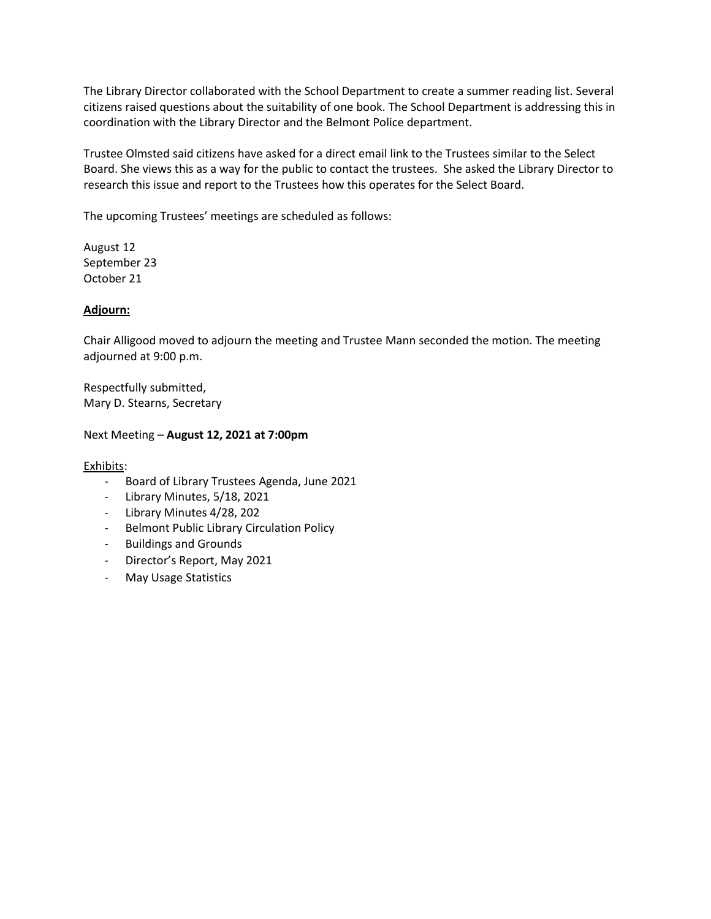The Library Director collaborated with the School Department to create a summer reading list. Several citizens raised questions about the suitability of one book. The School Department is addressing this in coordination with the Library Director and the Belmont Police department.

Trustee Olmsted said citizens have asked for a direct email link to the Trustees similar to the Select Board. She views this as a way for the public to contact the trustees. She asked the Library Director to research this issue and report to the Trustees how this operates for the Select Board.

The upcoming Trustees' meetings are scheduled as follows:

August 12
September 23
October 21

**Adjourn:**

Chair Alligood moved to adjourn the meeting and Trustee Mann seconded the motion. The meeting adjourned at 9:00 p.m.

Respectfully submitted,
Mary D. Stearns, Secretary

Next Meeting – **August 12, 2021 at 7:00pm**

Exhibits:

- Board of Library Trustees Agenda, June 2021
- Library Minutes, 5/18, 2021
- Library Minutes 4/28, 202
- Belmont Public Library Circulation Policy
- Buildings and Grounds
- Director's Report, May 2021
- May Usage Statistics